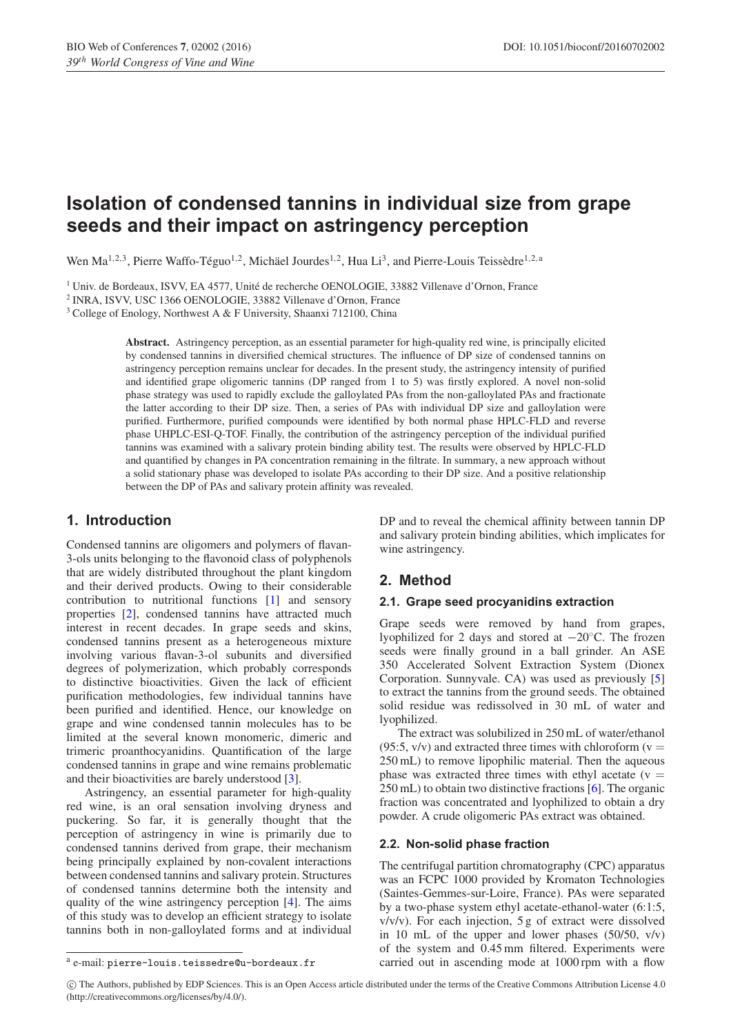# Isolation of condensed tannins in individual size from grape seeds and their impact on astringency perception

Wen Ma[1,2,3], Pierre Waffo-Téguo[1,2], Michäel Jourdes[1,2], Hua Li[3], and Pierre-Louis Teissèdre[1,2,a]

[1] Univ. de Bordeaux, ISVV, EA 4577, Unité de recherche OENOLOGIE, 33882 Villenave d'Ornon, France

[2] INRA, ISVV, USC 1366 OENOLOGIE, 33882 Villenave d'Ornon, France

[3] College of Enology, Northwest A & F University, Shaanxi 712100, China

**Abstract.** Astringency perception, as an essential parameter for high-quality red wine, is principally elicited by condensed tannins in diversified chemical structures. The influence of DP size of condensed tannins on astringency perception remains unclear for decades. In the present study, the astringency intensity of purified and identified grape oligomeric tannins (DP ranged from 1 to 5) was firstly explored. A novel non-solid phase strategy was used to rapidly exclude the galloylated PAs from the non-galloylated PAs and fractionate the latter according to their DP size. Then, a series of PAs with individual DP size and galloylation were purified. Furthermore, purified compounds were identified by both normal phase HPLC-FLD and reverse phase UHPLC-ESI-Q-TOF. Finally, the contribution of the astringency perception of the individual purified tannins was examined with a salivary protein binding ability test. The results were observed by HPLC-FLD and quantified by changes in PA concentration remaining in the filtrate. In summary, a new approach without a solid stationary phase was developed to isolate PAs according to their DP size. And a positive relationship between the DP of PAs and salivary protein affinity was revealed.

## 1. Introduction

Condensed tannins are oligomers and polymers of flavan-3-ols units belonging to the flavonoid class of polyphenols that are widely distributed throughout the plant kingdom and their derived products. Owing to their considerable contribution to nutritional functions [1] and sensory properties [2], condensed tannins have attracted much interest in recent decades. In grape seeds and skins, condensed tannins present as a heterogeneous mixture involving various flavan-3-ol subunits and diversified degrees of polymerization, which probably corresponds to distinctive bioactivities. Given the lack of efficient purification methodologies, few individual tannins have been purified and identified. Hence, our knowledge on grape and wine condensed tannin molecules has to be limited at the several known monomeric, dimeric and trimeric proanthocyanidins. Quantification of the large condensed tannins in grape and wine remains problematic and their bioactivities are barely understood [3].

Astringency, an essential parameter for high-quality red wine, is an oral sensation involving dryness and puckering. So far, it is generally thought that the perception of astringency in wine is primarily due to condensed tannins derived from grape, their mechanism being principally explained by non-covalent interactions between condensed tannins and salivary protein. Structures of condensed tannins determine both the intensity and quality of the wine astringency perception [4]. The aims of this study was to develop an efficient strategy to isolate tannins both in non-galloylated forms and at individual DP and to reveal the chemical affinity between tannin DP and salivary protein binding abilities, which implicates for wine astringency.

## 2. Method

### 2.1. Grape seed procyanidins extraction

Grape seeds were removed by hand from grapes, lyophilized for 2 days and stored at −20°C. The frozen seeds were finally ground in a ball grinder. An ASE 350 Accelerated Solvent Extraction System (Dionex Corporation. Sunnyvale. CA) was used as previously [5] to extract the tannins from the ground seeds. The obtained solid residue was redissolved in 30 mL of water and lyophilized.

The extract was solubilized in 250 mL of water/ethanol (95:5, v/v) and extracted three times with chloroform (v = 250 mL) to remove lipophilic material. Then the aqueous phase was extracted three times with ethyl acetate (v = 250 mL) to obtain two distinctive fractions [6]. The organic fraction was concentrated and lyophilized to obtain a dry powder. A crude oligomeric PAs extract was obtained.

### 2.2. Non-solid phase fraction

The centrifugal partition chromatography (CPC) apparatus was an FCPC 1000 provided by Kromaton Technologies (Saintes-Gemmes-sur-Loire, France). PAs were separated by a two-phase system ethyl acetate-ethanol-water (6:1:5, v/v/v). For each injection, 5 g of extract were dissolved in 10 mL of the upper and lower phases (50/50, v/v) of the system and 0.45 mm filtered. Experiments were carried out in ascending mode at 1000 rpm with a flow

[a] e-mail: pierre-louis.teissedre@u-bordeaux.fr

© The Authors, published by EDP Sciences. This is an Open Access article distributed under the terms of the Creative Commons Attribution License 4.0 (http://creativecommons.org/licenses/by/4.0/).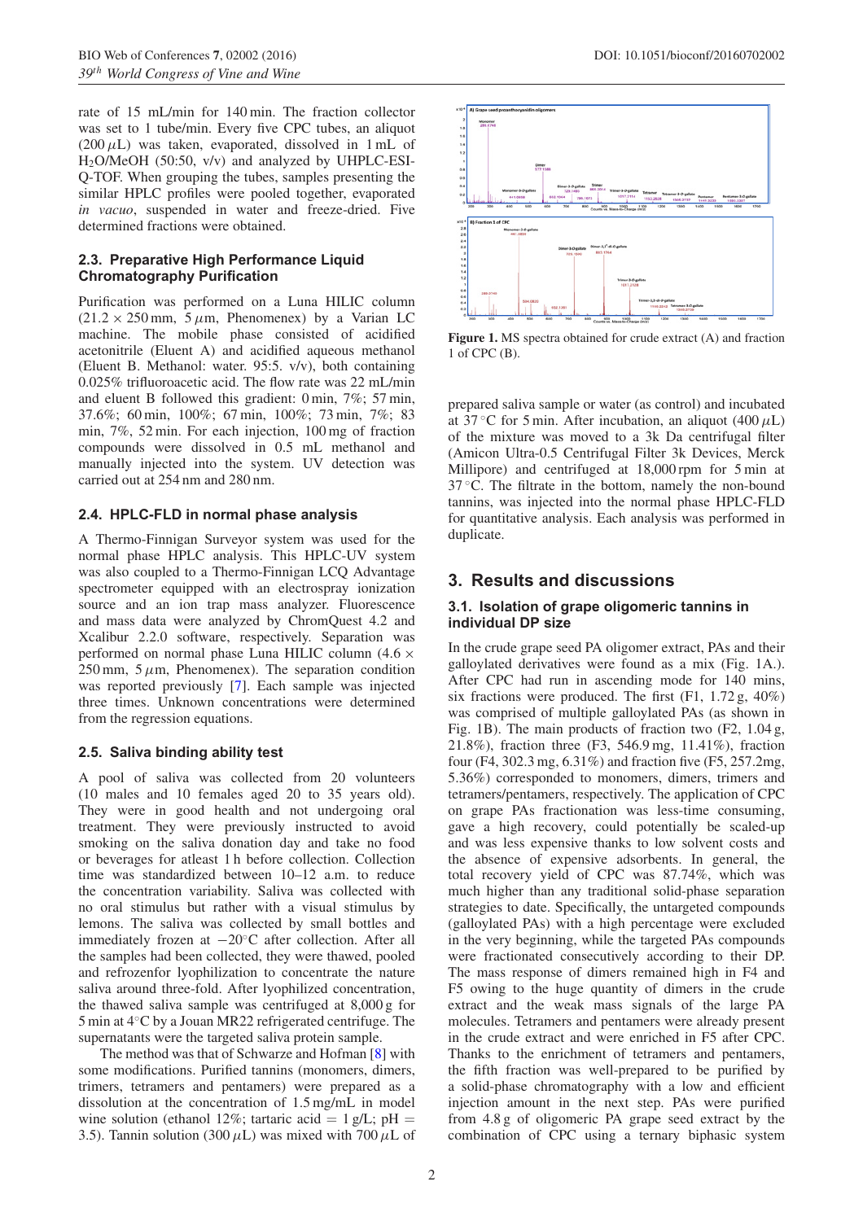rate of 15 mL/min for 140 min. The fraction collector was set to 1 tube/min. Every five CPC tubes, an aliquot (200 $\mu$L) was taken, evaporated, dissolved in 1 mL of $H_2O$/MeOH (50:50, v/v) and analyzed by UHPLC-ESI-Q-TOF. When grouping the tubes, samples presenting the similar HPLC profiles were pooled together, evaporated *in vacuo*, suspended in water and freeze-dried. Five determined fractions were obtained.

### 2.3. Preparative High Performance Liquid Chromatography Purification

Purification was performed on a Luna HILIC column ($21.2 \times 250$ mm, 5 $\mu$m, Phenomenex) by a Varian LC machine. The mobile phase consisted of acidified acetonitrile (Eluent A) and acidified aqueous methanol (Eluent B. Methanol: water. 95:5. v/v), both containing 0.025% trifluoroacetic acid. The flow rate was 22 mL/min and eluent B followed this gradient: 0 min, 7%; 57 min, 37.6%; 60 min, 100%; 67 min, 100%; 73 min, 7%; 83 min, 7%, 52 min. For each injection, 100 mg of fraction compounds were dissolved in 0.5 mL methanol and manually injected into the system. UV detection was carried out at 254 nm and 280 nm.

### 2.4. HPLC-FLD in normal phase analysis

A Thermo-Finnigan Surveyor system was used for the normal phase HPLC analysis. This HPLC-UV system was also coupled to a Thermo-Finnigan LCQ Advantage spectrometer equipped with an electrospray ionization source and an ion trap mass analyzer. Fluorescence and mass data were analyzed by ChromQuest 4.2 and Xcalibur 2.2.0 software, respectively. Separation was performed on normal phase Luna HILIC column ($4.6 \times 250$ mm, 5 $\mu$m, Phenomenex). The separation condition was reported previously [7]. Each sample was injected three times. Unknown concentrations were determined from the regression equations.

### 2.5. Saliva binding ability test

A pool of saliva was collected from 20 volunteers (10 males and 10 females aged 20 to 35 years old). They were in good health and not undergoing oral treatment. They were previously instructed to avoid smoking on the saliva donation day and take no food or beverages for atleast 1 h before collection. Collection time was standardized between 10–12 a.m. to reduce the concentration variability. Saliva was collected with no oral stimulus but rather with a visual stimulus by lemons. The saliva was collected by small bottles and immediately frozen at $-20^{\circ}$C after collection. After all the samples had been collected, they were thawed, pooled and refrozenfor lyophilization to concentrate the nature saliva around three-fold. After lyophilized concentration, the thawed saliva sample was centrifuged at 8,000 g for 5 min at 4$^{\circ}$C by a Jouan MR22 refrigerated centrifuge. The supernatants were the targeted saliva protein sample.

The method was that of Schwarze and Hofman [8] with some modifications. Purified tannins (monomers, dimers, trimers, tetramers and pentamers) were prepared as a dissolution at the concentration of 1.5 mg/mL in model wine solution (ethanol 12%; tartaric acid = 1 g/L; pH = 3.5). Tannin solution (300 $\mu$L) was mixed with 700 $\mu$L of prepared saliva sample or water (as control) and incubated at 37 $^{\circ}$C for 5 min. After incubation, an aliquot (400 $\mu$L) of the mixture was moved to a 3k Da centrifugal filter (Amicon Ultra-0.5 Centrifugal Filter 3k Devices, Merck Millipore) and centrifuged at 18,000 rpm for 5 min at 37 $^{\circ}$C. The filtrate in the bottom, namely the non-bound tannins, was injected into the normal phase HPLC-FLD for quantitative analysis. Each analysis was performed in duplicate.

**Figure 1.** MS spectra obtained for crude extract (A) and fraction 1 of CPC (B).

## 3. Results and discussions

### 3.1. Isolation of grape oligomeric tannins in individual DP size

In the crude grape seed PA oligomer extract, PAs and their galloylated derivatives were found as a mix (Fig. 1A.). After CPC had run in ascending mode for 140 mins, six fractions were produced. The first (F1, 1.72 g, 40%) was comprised of multiple galloylated PAs (as shown in Fig. 1B). The main products of fraction two (F2, 1.04 g, 21.8%), fraction three (F3, 546.9 mg, 11.41%), fraction four (F4, 302.3 mg, 6.31%) and fraction five (F5, 257.2mg, 5.36%) corresponded to monomers, dimers, trimers and tetramers/pentamers, respectively. The application of CPC on grape PAs fractionation was less-time consuming, gave a high recovery, could potentially be scaled-up and was less expensive thanks to low solvent costs and the absence of expensive adsorbents. In general, the total recovery yield of CPC was 87.74%, which was much higher than any traditional solid-phase separation strategies to date. Specifically, the untargeted compounds (galloylated PAs) with a high percentage were excluded in the very beginning, while the targeted PAs compounds were fractionated consecutively according to their DP. The mass response of dimers remained high in F4 and F5 owing to the huge quantity of dimers in the crude extract and the weak mass signals of the large PA molecules. Tetramers and pentamers were already present in the crude extract and were enriched in F5 after CPC. Thanks to the enrichment of tetramers and pentamers, the fifth fraction was well-prepared to be purified by a solid-phase chromatography with a low and efficient injection amount in the next step. PAs were purified from 4.8 g of oligomeric PA grape seed extract by the combination of CPC using a ternary biphasic system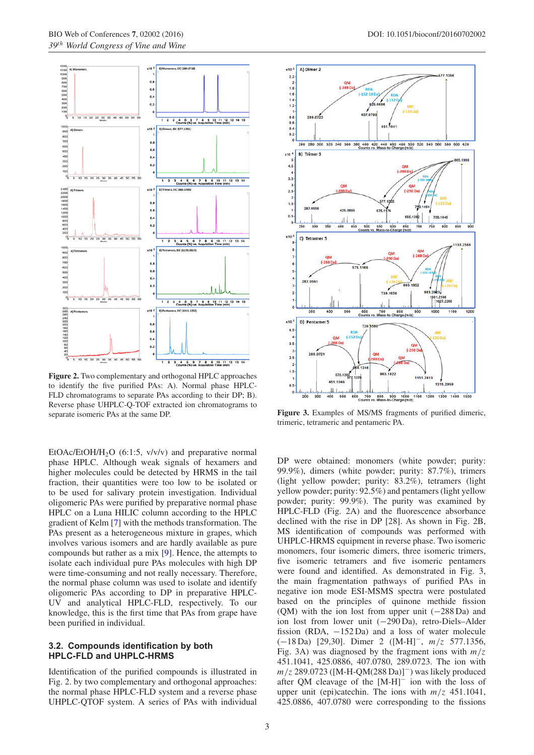**Figure 2.** Two complementary and orthogonal HPLC approaches to identify the five purified PAs: A). Normal phase HPLC-FLD chromatograms to separate PAs according to their DP; B). Reverse phase UHPLC-Q-TOF extracted ion chromatograms to separate isomeric PAs at the same DP.

**Figure 3.** Examples of MS/MS fragments of purified dimeric, trimeric, tetrameric and pentameric PA.

EtOAc/EtOH/$H_2O$ (6:1:5, v/v/v) and preparative normal phase HPLC. Although weak signals of hexamers and higher molecules could be detected by HRMS in the tail fraction, their quantities were too low to be isolated or to be used for salivary protein interaction. Individual oligomeric PAs were purified by preparative normal phase HPLC on a Luna HILIC column according to the HPLC gradient of Kelm [7] with the methods transformation. The PAs present as a heterogeneous mixture in grapes, which involves various isomers and are hardly available as pure compounds but rather as a mix [9]. Hence, the attempts to isolate each individual pure PAs molecules with high DP were time-consuming and not really necessary. Therefore, the normal phase column was used to isolate and identify oligomeric PAs according to DP in preparative HPLC-UV and analytical HPLC-FLD, respectively. To our knowledge, this is the first time that PAs from grape have been purified in individual.

### 3.2. Compounds identification by both HPLC-FLD and UHPLC-HRMS

Identification of the purified compounds is illustrated in Fig. 2. by two complementary and orthogonal approaches: the normal phase HPLC-FLD system and a reverse phase UHPLC-QTOF system. A series of PAs with individual DP were obtained: monomers (white powder; purity: 99.9%), dimers (white powder; purity: 87.7%), trimers (light yellow powder; purity: 83.2%), tetramers (light yellow powder; purity: 92.5%) and pentamers (light yellow powder; purity: 99.9%). The purity was examined by HPLC-FLD (Fig. 2A) and the fluorescence absorbance declined with the rise in DP [28]. As shown in Fig. 2B, MS identification of compounds was performed with UHPLC-HRMS equipment in reverse phase. Two isomeric monomers, four isomeric dimers, three isomeric trimers, five isomeric tetramers and five isomeric pentamers were found and identified. As demonstrated in Fig. 3, the main fragmentation pathways of purified PAs in negative ion mode ESI-MSMS spectra were postulated based on the principles of quinone methide fission (QM) with the ion lost from upper unit (−288 Da) and the ion lost from lower unit (−290 Da), retro-Diels–Alder fission (RDA, −152 Da) and a loss of water molecule (−18 Da) [29,30]. Dimer 2 ($[M-H]^-$, $m/z$ 577.1356, Fig. 3A) was diagnosed by the fragment ions with $m/z$ 451.1041, 425.0886, 407.0780, 289.0723. The ion with $m/z$ 289.0723 ($[M\text{-}H\text{-}QM(288\,Da)]^-$) was likely produced after QM cleavage of the $[M\text{-}H]^-$ ion with the loss of upper unit (epi)catechin. The ions with $m/z$ 451.1041, 425.0886, 407.0780 were corresponding to the fissions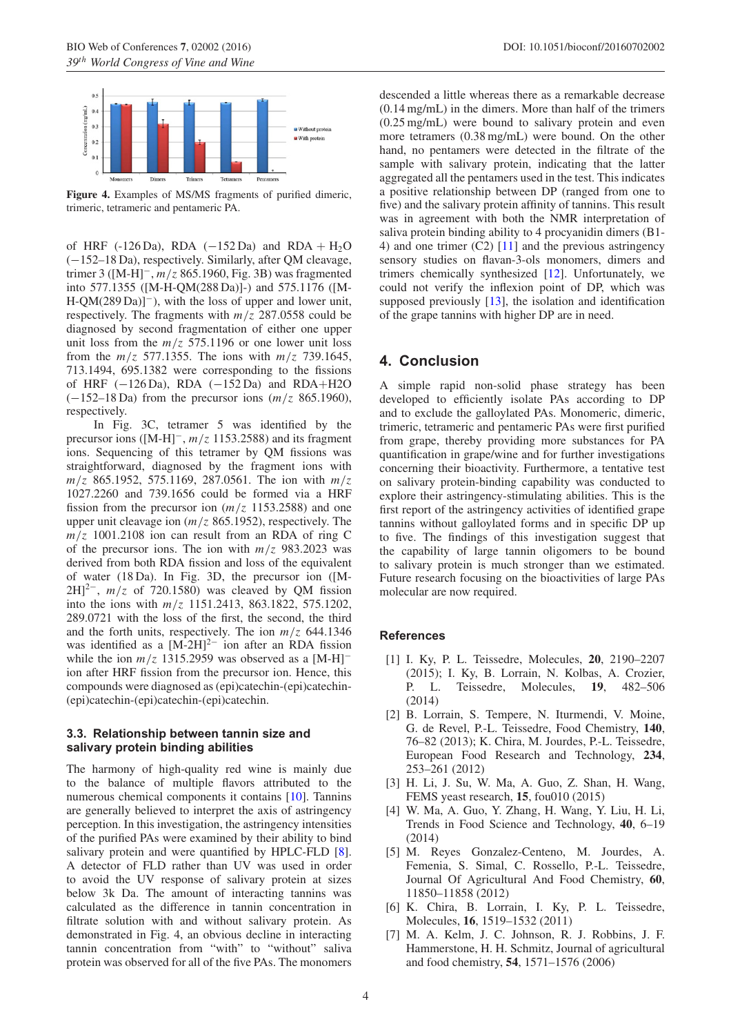Figure 4. Examples of MS/MS fragments of purified dimeric, trimeric, tetrameric and pentameric PA.

of HRF (-126 Da), RDA (−152 Da) and RDA + $H_2O$ (−152–18 Da), respectively. Similarly, after QM cleavage, trimer 3 ($[M-H]^-$, $m/z$ 865.1960, Fig. 3B) was fragmented into 577.1355 ([M-H-QM(288 Da)]-) and 575.1176 ($[M-H-QM(289\,Da)]^-$), with the loss of upper and lower unit, respectively. The fragments with $m/z$ 287.0558 could be diagnosed by second fragmentation of either one upper unit loss from the $m/z$ 575.1196 or one lower unit loss from the $m/z$ 577.1355. The ions with $m/z$ 739.1645, 713.1494, 695.1382 were corresponding to the fissions of HRF (−126 Da), RDA (−152 Da) and RDA+H2O (−152–18 Da) from the precursor ions ($m/z$ 865.1960), respectively.

In Fig. 3C, tetramer 5 was identified by the precursor ions ($[M-H]^-$, $m/z$ 1153.2588) and its fragment ions. Sequencing of this tetramer by QM fissions was straightforward, diagnosed by the fragment ions with $m/z$ 865.1952, 575.1169, 287.0561. The ion with $m/z$ 1027.2260 and 739.1656 could be formed via a HRF fission from the precursor ion ($m/z$ 1153.2588) and one upper unit cleavage ion ($m/z$ 865.1952), respectively. The $m/z$ 1001.2108 ion can result from an RDA of ring C of the precursor ions. The ion with $m/z$ 983.2023 was derived from both RDA fission and loss of the equivalent of water (18 Da). In Fig. 3D, the precursor ion ($[M-2H]^{2-}$, $m/z$ of 720.1580) was cleaved by QM fission into the ions with $m/z$ 1151.2413, 863.1822, 575.1202, 289.0721 with the loss of the first, the second, the third and the forth units, respectively. The ion $m/z$ 644.1346 was identified as a $[M-2H]^{2-}$ ion after an RDA fission while the ion $m/z$ 1315.2959 was observed as a $[M-H]^-$ ion after HRF fission from the precursor ion. Hence, this compounds were diagnosed as (epi)catechin-(epi)catechin-(epi)catechin-(epi)catechin-(epi)catechin.

### 3.3. Relationship between tannin size and salivary protein binding abilities

The harmony of high-quality red wine is mainly due to the balance of multiple flavors attributed to the numerous chemical components it contains [10]. Tannins are generally believed to interpret the axis of astringency perception. In this investigation, the astringency intensities of the purified PAs were examined by their ability to bind salivary protein and were quantified by HPLC-FLD [8]. A detector of FLD rather than UV was used in order to avoid the UV response of salivary protein at sizes below 3k Da. The amount of interacting tannins was calculated as the difference in tannin concentration in filtrate solution with and without salivary protein. As demonstrated in Fig. 4, an obvious decline in interacting tannin concentration from "with" to "without" saliva protein was observed for all of the five PAs. The monomers descended a little whereas there as a remarkable decrease (0.14 mg/mL) in the dimers. More than half of the trimers (0.25 mg/mL) were bound to salivary protein and even more tetramers (0.38 mg/mL) were bound. On the other hand, no pentamers were detected in the filtrate of the sample with salivary protein, indicating that the latter aggregated all the pentamers used in the test. This indicates a positive relationship between DP (ranged from one to five) and the salivary protein affinity of tannins. This result was in agreement with both the NMR interpretation of saliva protein binding ability to 4 procyanidin dimers (B1-4) and one trimer (C2) [11] and the previous astringency sensory studies on flavan-3-ols monomers, dimers and trimers chemically synthesized [12]. Unfortunately, we could not verify the inflexion point of DP, which was supposed previously [13], the isolation and identification of the grape tannins with higher DP are in need.

## 4. Conclusion

A simple rapid non-solid phase strategy has been developed to efficiently isolate PAs according to DP and to exclude the galloylated PAs. Monomeric, dimeric, trimeric, tetrameric and pentameric PAs were first purified from grape, thereby providing more substances for PA quantification in grape/wine and for further investigations concerning their bioactivity. Furthermore, a tentative test on salivary protein-binding capability was conducted to explore their astringency-stimulating abilities. This is the first report of the astringency activities of identified grape tannins without galloylated forms and in specific DP up to five. The findings of this investigation suggest that the capability of large tannin oligomers to be bound to salivary protein is much stronger than we estimated. Future research focusing on the bioactivities of large PAs molecular are now required.

## References

[1] I. Ky, P. L. Teissedre, Molecules, **20**, 2190–2207 (2015); I. Ky, B. Lorrain, N. Kolbas, A. Crozier, P. L. Teissedre, Molecules, **19**, 482–506 (2014)

[2] B. Lorrain, S. Tempere, N. Iturmendi, V. Moine, G. de Revel, P.-L. Teissedre, Food Chemistry, **140**, 76–82 (2013); K. Chira, M. Jourdes, P.-L. Teissedre, European Food Research and Technology, **234**, 253–261 (2012)

[3] H. Li, J. Su, W. Ma, A. Guo, Z. Shan, H. Wang, FEMS yeast research, **15**, fou010 (2015)

[4] W. Ma, A. Guo, Y. Zhang, H. Wang, Y. Liu, H. Li, Trends in Food Science and Technology, **40**, 6–19 (2014)

[5] M. Reyes Gonzalez-Centeno, M. Jourdes, A. Femenia, S. Simal, C. Rossello, P.-L. Teissedre, Journal Of Agricultural And Food Chemistry, **60**, 11850–11858 (2012)

[6] K. Chira, B. Lorrain, I. Ky, P. L. Teissedre, Molecules, **16**, 1519–1532 (2011)

[7] M. A. Kelm, J. C. Johnson, R. J. Robbins, J. F. Hammerstone, H. H. Schmitz, Journal of agricultural and food chemistry, **54**, 1571–1576 (2006)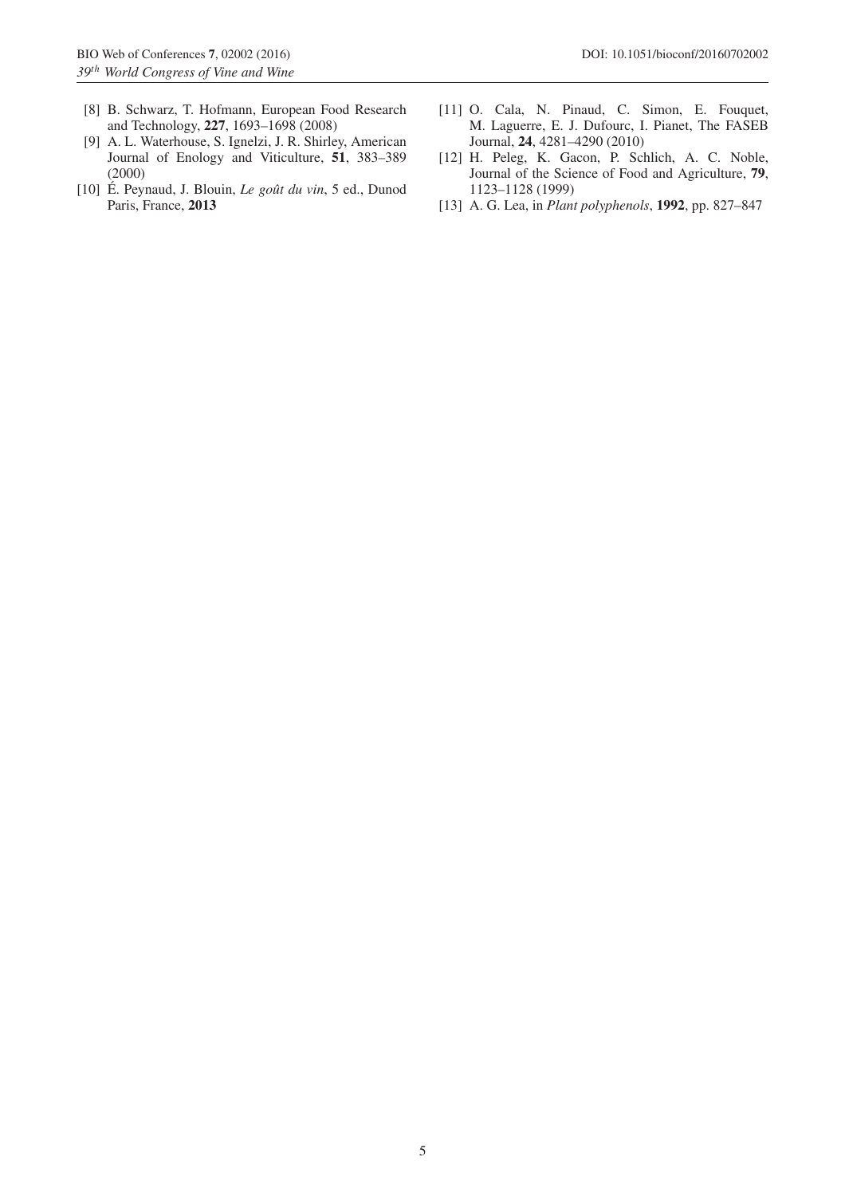[8] B. Schwarz, T. Hofmann, European Food Research and Technology, **227**, 1693–1698 (2008)

[9] A. L. Waterhouse, S. Ignelzi, J. R. Shirley, American Journal of Enology and Viticulture, **51**, 383–389 (2000)

[10] É. Peynaud, J. Blouin, *Le goût du vin*, 5 ed., Dunod Paris, France, **2013**

[11] O. Cala, N. Pinaud, C. Simon, E. Fouquet, M. Laguerre, E. J. Dufourc, I. Pianet, The FASEB Journal, **24**, 4281–4290 (2010)

[12] H. Peleg, K. Gacon, P. Schlich, A. C. Noble, Journal of the Science of Food and Agriculture, **79**, 1123–1128 (1999)

[13] A. G. Lea, in *Plant polyphenols*, **1992**, pp. 827–847